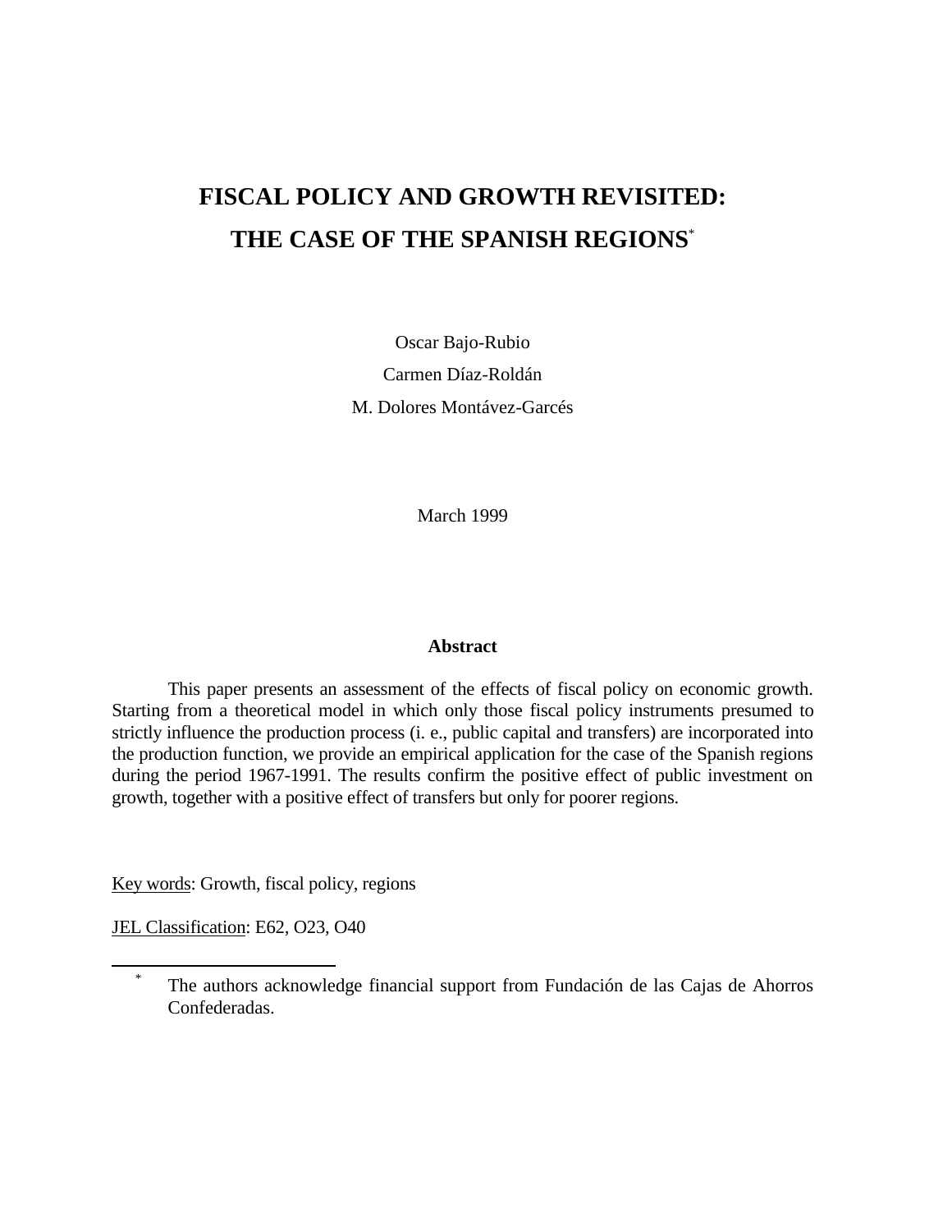# FISCAL POLICY AND GROWTH REVISITED: THE CASE OF THE SPANISH REGIONS[*]

Oscar Bajo-Rubio

Carmen Díaz-Roldán

M. Dolores Montávez-Garcés

March 1999

## Abstract

This paper presents an assessment of the effects of fiscal policy on economic growth. Starting from a theoretical model in which only those fiscal policy instruments presumed to strictly influence the production process (i. e., public capital and transfers) are incorporated into the production function, we provide an empirical application for the case of the Spanish regions during the period 1967-1991. The results confirm the positive effect of public investment on growth, together with a positive effect of transfers but only for poorer regions.

Key words: Growth, fiscal policy, regions

JEL Classification: E62, O23, O40

---

[*] The authors acknowledge financial support from Fundación de las Cajas de Ahorros Confederadas.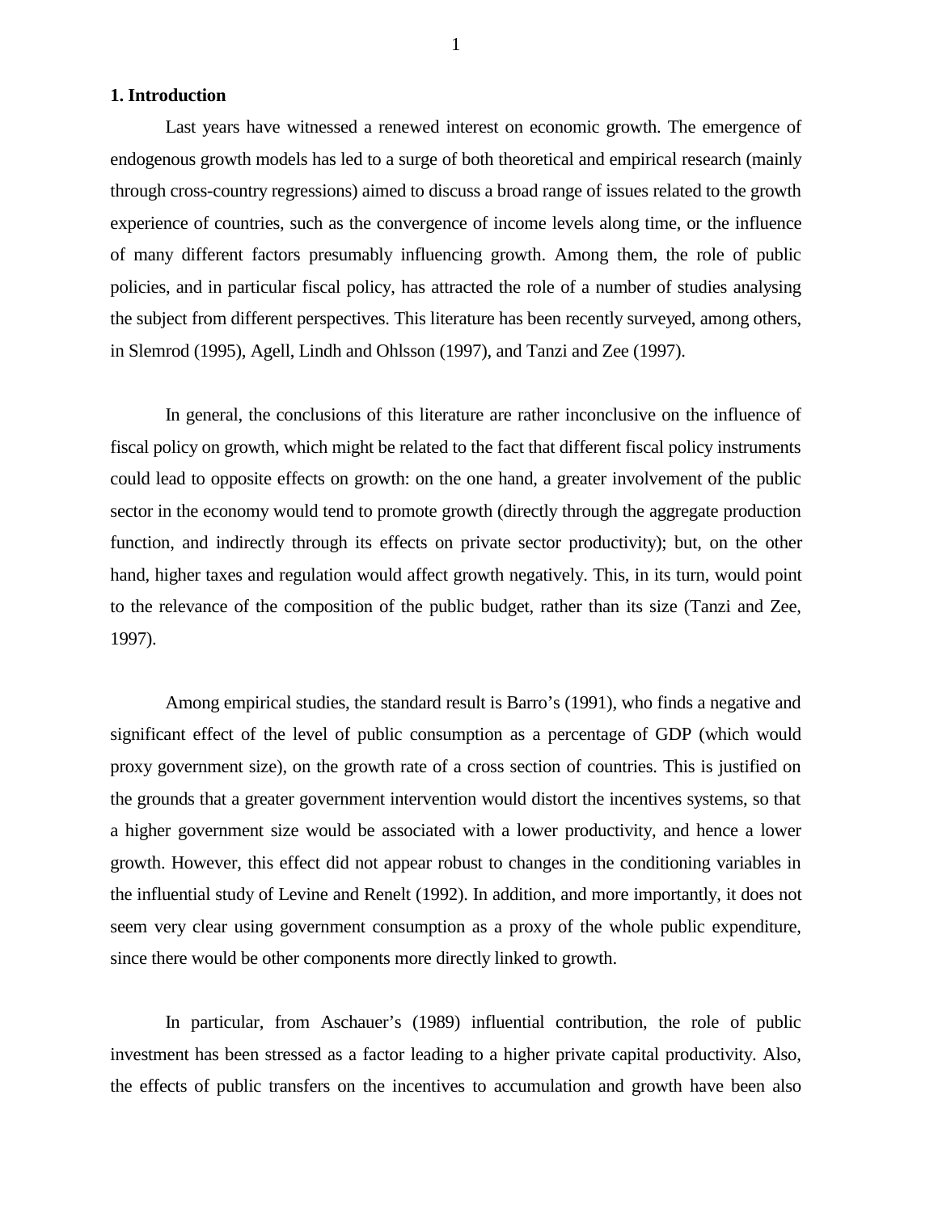## 1. Introduction

Last years have witnessed a renewed interest on economic growth. The emergence of endogenous growth models has led to a surge of both theoretical and empirical research (mainly through cross-country regressions) aimed to discuss a broad range of issues related to the growth experience of countries, such as the convergence of income levels along time, or the influence of many different factors presumably influencing growth. Among them, the role of public policies, and in particular fiscal policy, has attracted the role of a number of studies analysing the subject from different perspectives. This literature has been recently surveyed, among others, in Slemrod (1995), Agell, Lindh and Ohlsson (1997), and Tanzi and Zee (1997).

In general, the conclusions of this literature are rather inconclusive on the influence of fiscal policy on growth, which might be related to the fact that different fiscal policy instruments could lead to opposite effects on growth: on the one hand, a greater involvement of the public sector in the economy would tend to promote growth (directly through the aggregate production function, and indirectly through its effects on private sector productivity); but, on the other hand, higher taxes and regulation would affect growth negatively. This, in its turn, would point to the relevance of the composition of the public budget, rather than its size (Tanzi and Zee, 1997).

Among empirical studies, the standard result is Barro's (1991), who finds a negative and significant effect of the level of public consumption as a percentage of GDP (which would proxy government size), on the growth rate of a cross section of countries. This is justified on the grounds that a greater government intervention would distort the incentives systems, so that a higher government size would be associated with a lower productivity, and hence a lower growth. However, this effect did not appear robust to changes in the conditioning variables in the influential study of Levine and Renelt (1992). In addition, and more importantly, it does not seem very clear using government consumption as a proxy of the whole public expenditure, since there would be other components more directly linked to growth.

In particular, from Aschauer's (1989) influential contribution, the role of public investment has been stressed as a factor leading to a higher private capital productivity. Also, the effects of public transfers on the incentives to accumulation and growth have been also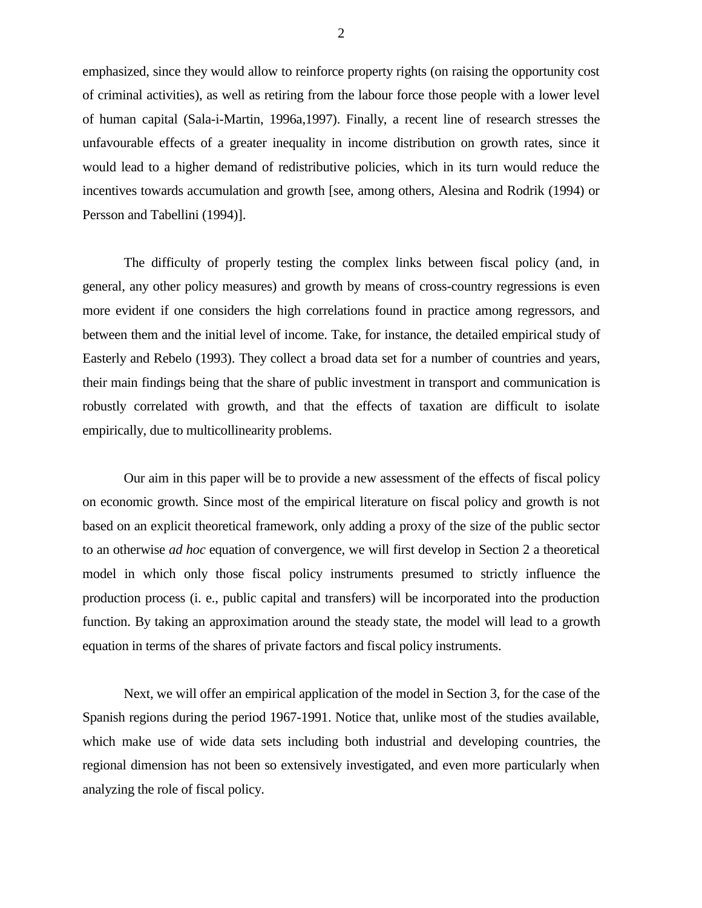emphasized, since they would allow to reinforce property rights (on raising the opportunity cost of criminal activities), as well as retiring from the labour force those people with a lower level of human capital (Sala-i-Martin, 1996a,1997). Finally, a recent line of research stresses the unfavourable effects of a greater inequality in income distribution on growth rates, since it would lead to a higher demand of redistributive policies, which in its turn would reduce the incentives towards accumulation and growth [see, among others, Alesina and Rodrik (1994) or Persson and Tabellini (1994)].

The difficulty of properly testing the complex links between fiscal policy (and, in general, any other policy measures) and growth by means of cross-country regressions is even more evident if one considers the high correlations found in practice among regressors, and between them and the initial level of income. Take, for instance, the detailed empirical study of Easterly and Rebelo (1993). They collect a broad data set for a number of countries and years, their main findings being that the share of public investment in transport and communication is robustly correlated with growth, and that the effects of taxation are difficult to isolate empirically, due to multicollinearity problems.

Our aim in this paper will be to provide a new assessment of the effects of fiscal policy on economic growth. Since most of the empirical literature on fiscal policy and growth is not based on an explicit theoretical framework, only adding a proxy of the size of the public sector to an otherwise *ad hoc* equation of convergence, we will first develop in Section 2 a theoretical model in which only those fiscal policy instruments presumed to strictly influence the production process (i. e., public capital and transfers) will be incorporated into the production function. By taking an approximation around the steady state, the model will lead to a growth equation in terms of the shares of private factors and fiscal policy instruments.

Next, we will offer an empirical application of the model in Section 3, for the case of the Spanish regions during the period 1967-1991. Notice that, unlike most of the studies available, which make use of wide data sets including both industrial and developing countries, the regional dimension has not been so extensively investigated, and even more particularly when analyzing the role of fiscal policy.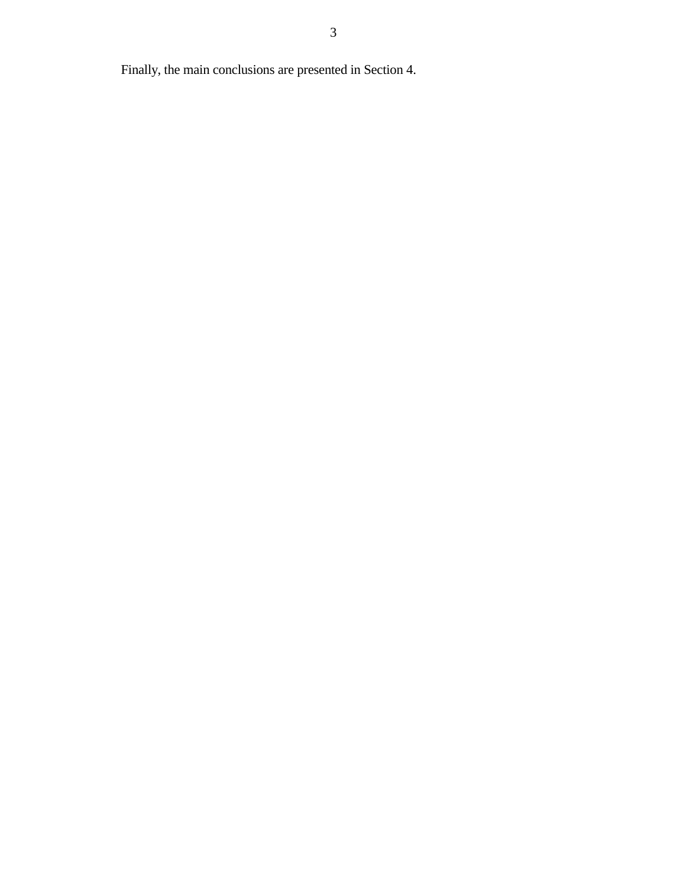Finally, the main conclusions are presented in Section 4.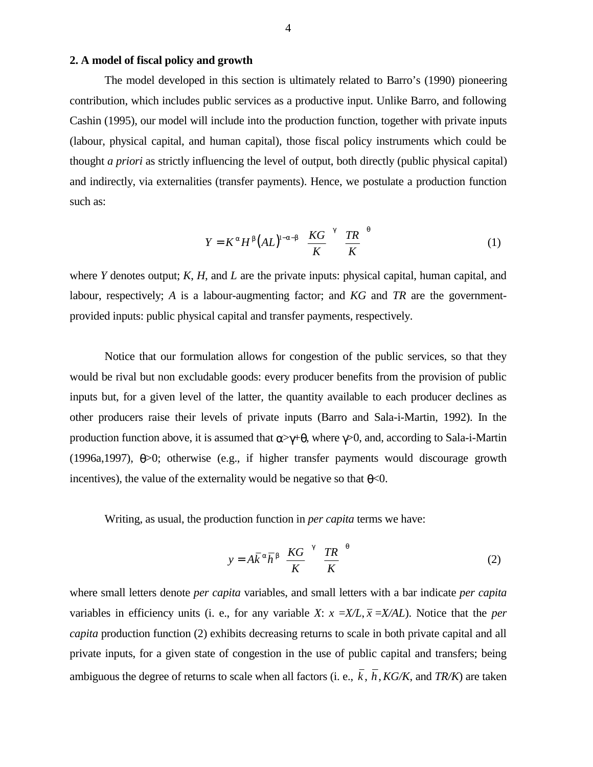## 2. A model of fiscal policy and growth

The model developed in this section is ultimately related to Barro's (1990) pioneering contribution, which includes public services as a productive input. Unlike Barro, and following Cashin (1995), our model will include into the production function, together with private inputs (labour, physical capital, and human capital), those fiscal policy instruments which could be thought *a priori* as strictly influencing the level of output, both directly (public physical capital) and indirectly, via externalities (transfer payments). Hence, we postulate a production function such as:

$$Y = K^{\alpha} H^{\beta} (AL)^{1-\alpha-\beta} \left(\frac{KG}{K}\right)^{\gamma} \left(\frac{TR}{K}\right)^{\theta} \tag{1}$$

where $Y$ denotes output; $K$, $H$, and $L$ are the private inputs: physical capital, human capital, and labour, respectively; $A$ is a labour-augmenting factor; and $KG$ and $TR$ are the government-provided inputs: public physical capital and transfer payments, respectively.

Notice that our formulation allows for congestion of the public services, so that they would be rival but non excludable goods: every producer benefits from the provision of public inputs but, for a given level of the latter, the quantity available to each producer declines as other producers raise their levels of private inputs (Barro and Sala-i-Martin, 1992). In the production function above, it is assumed that $\alpha > \gamma + \theta$, where $\gamma > 0$, and, according to Sala-i-Martin (1996a,1997), $\theta > 0$; otherwise (e.g., if higher transfer payments would discourage growth incentives), the value of the externality would be negative so that $\theta < 0$.

Writing, as usual, the production function in *per capita* terms we have:

$$y = A\bar{k}^{\alpha}\bar{h}^{\beta} \left(\frac{KG}{K}\right)^{\gamma} \left(\frac{TR}{K}\right)^{\theta} \tag{2}$$

where small letters denote *per capita* variables, and small letters with a bar indicate *per capita* variables in efficiency units (i. e., for any variable $X$: $x = X/L$, $\bar{x} = X/AL$). Notice that the *per capita* production function (2) exhibits decreasing returns to scale in both private capital and all private inputs, for a given state of congestion in the use of public capital and transfers; being ambiguous the degree of returns to scale when all factors (i. e., $\bar{k}$, $\bar{h}$, $KG/K$, and $TR/K$) are taken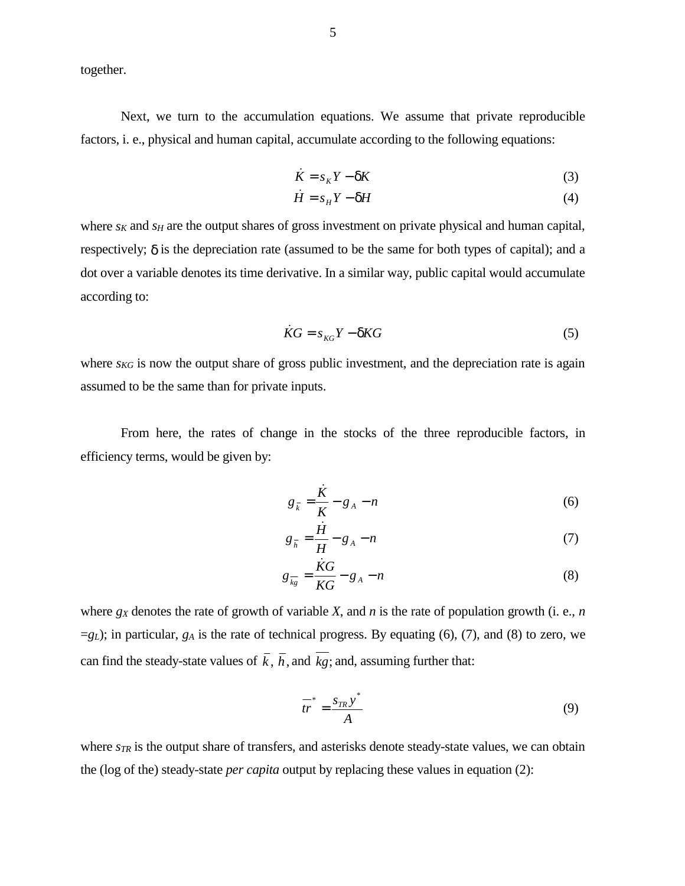together.

Next, we turn to the accumulation equations. We assume that private reproducible factors, i. e., physical and human capital, accumulate according to the following equations:

$$\dot{K} = s_K Y - \delta K \tag{3}$$

$$\dot{H} = s_H Y - \delta H \tag{4}$$

where $s_K$ and $s_H$ are the output shares of gross investment on private physical and human capital, respectively; $\delta$ is the depreciation rate (assumed to be the same for both types of capital); and a dot over a variable denotes its time derivative. In a similar way, public capital would accumulate according to:

$$\dot{KG} = s_{KG} Y - \delta KG \tag{5}$$

where $s_{KG}$ is now the output share of gross public investment, and the depreciation rate is again assumed to be the same than for private inputs.

From here, the rates of change in the stocks of the three reproducible factors, in efficiency terms, would be given by:

$$g_{\bar{k}} = \frac{\dot{K}}{K} - g_A - n \tag{6}$$

$$g_{\bar{h}} = \frac{\dot{H}}{H} - g_A - n \tag{7}$$

$$g_{\overline{kg}} = \frac{\dot{KG}}{KG} - g_A - n \tag{8}$$

where $g_X$ denotes the rate of growth of variable $X$, and $n$ is the rate of population growth (i. e., $n = g_L$); in particular, $g_A$ is the rate of technical progress. By equating (6), (7), and (8) to zero, we can find the steady-state values of $\bar{k}$, $\bar{h}$, and $\overline{kg}$; and, assuming further that:

$$\overline{tr}^* = \frac{s_{TR} y^*}{A} \tag{9}$$

where $s_{TR}$ is the output share of transfers, and asterisks denote steady-state values, we can obtain the (log of the) steady-state *per capita* output by replacing these values in equation (2):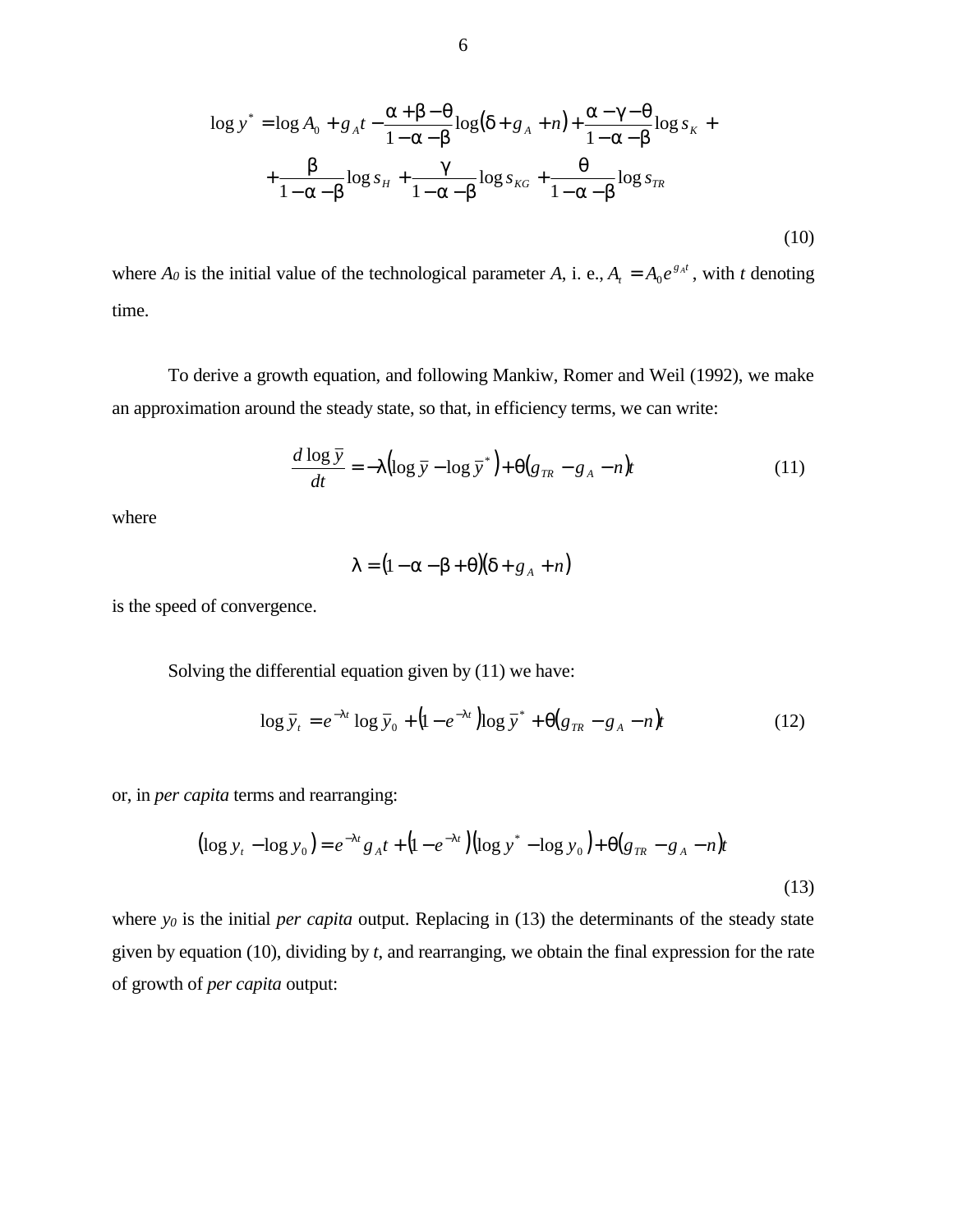$$\log y^* = \log A_0 + g_A t - \frac{\alpha + \beta - \theta}{1 - \alpha - \beta} \log(\delta + g_A + n) + \frac{\alpha - \gamma - \theta}{1 - \alpha - \beta} \log s_K +$$
$$+ \frac{\beta}{1 - \alpha - \beta} \log s_H + \frac{\gamma}{1 - \alpha - \beta} \log s_{KG} + \frac{\theta}{1 - \alpha - \beta} \log s_{TR} \tag{10}$$

where $A_0$ is the initial value of the technological parameter $A$, i. e., $A_t = A_0 e^{g_A t}$, with $t$ denoting time.

To derive a growth equation, and following Mankiw, Romer and Weil (1992), we make an approximation around the steady state, so that, in efficiency terms, we can write:

$$\frac{d \log \bar{y}}{dt} = -\lambda \left( \log \bar{y} - \log \bar{y}^* \right) + \theta \left( g_{TR} - g_A - n \right) t \tag{11}$$

where

$$\lambda = (1 - \alpha - \beta + \theta)(\delta + g_A + n)$$

is the speed of convergence.

Solving the differential equation given by (11) we have:

$$\log \bar{y}_t = e^{-\lambda t} \log \bar{y}_0 + \left(1 - e^{-\lambda t}\right) \log \bar{y}^* + \theta \left( g_{TR} - g_A - n \right) t \tag{12}$$

or, in *per capita* terms and rearranging:

$$\left( \log y_t - \log y_0 \right) = e^{-\lambda t} g_A t + \left(1 - e^{-\lambda t}\right) \left( \log y^* - \log y_0 \right) + \theta \left( g_{TR} - g_A - n \right) t \tag{13}$$

where $y_0$ is the initial *per capita* output. Replacing in (13) the determinants of the steady state given by equation (10), dividing by $t$, and rearranging, we obtain the final expression for the rate of growth of *per capita* output: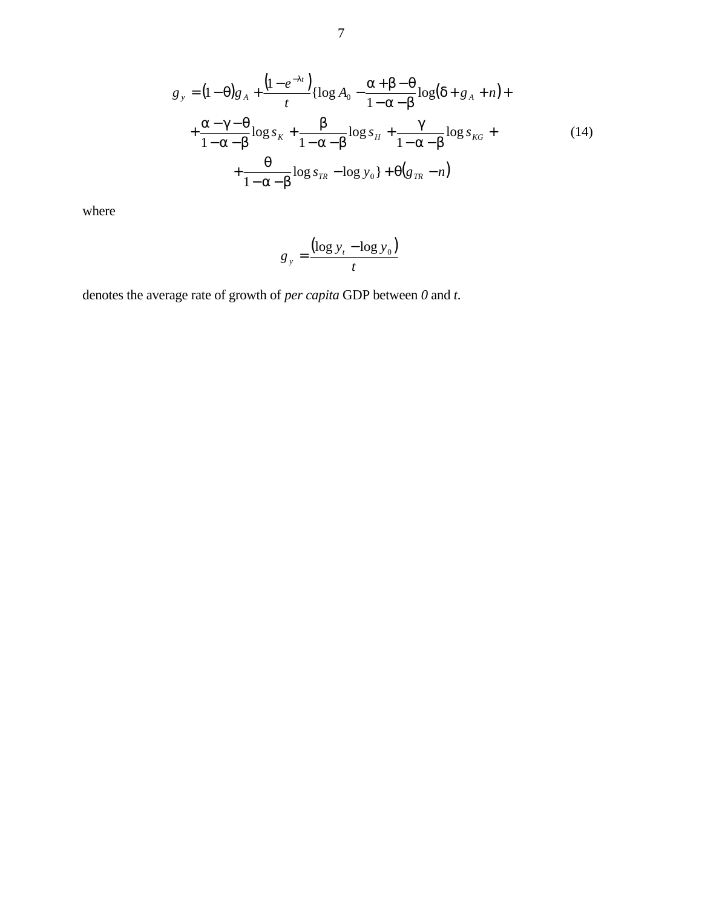$$
\begin{aligned}
g_y = (1-\theta)g_A + \frac{\left(1-e^{-\lambda t}\right)}{t}\{\log A_0 - \frac{\alpha+\beta-\theta}{1-\alpha-\beta}\log(\delta+g_A+n) + \\
+\frac{\alpha-\gamma-\theta}{1-\alpha-\beta}\log s_K + \frac{\beta}{1-\alpha-\beta}\log s_H + \frac{\gamma}{1-\alpha-\beta}\log s_{KG} + \\
+\frac{\theta}{1-\alpha-\beta}\log s_{TR} - \log y_0\} + \theta\left(g_{TR}-n\right)
\end{aligned}
\tag{14}
$$

where

$$
g_y = \frac{\left(\log y_t - \log y_0\right)}{t}
$$

denotes the average rate of growth of *per capita* GDP between *0* and *t*.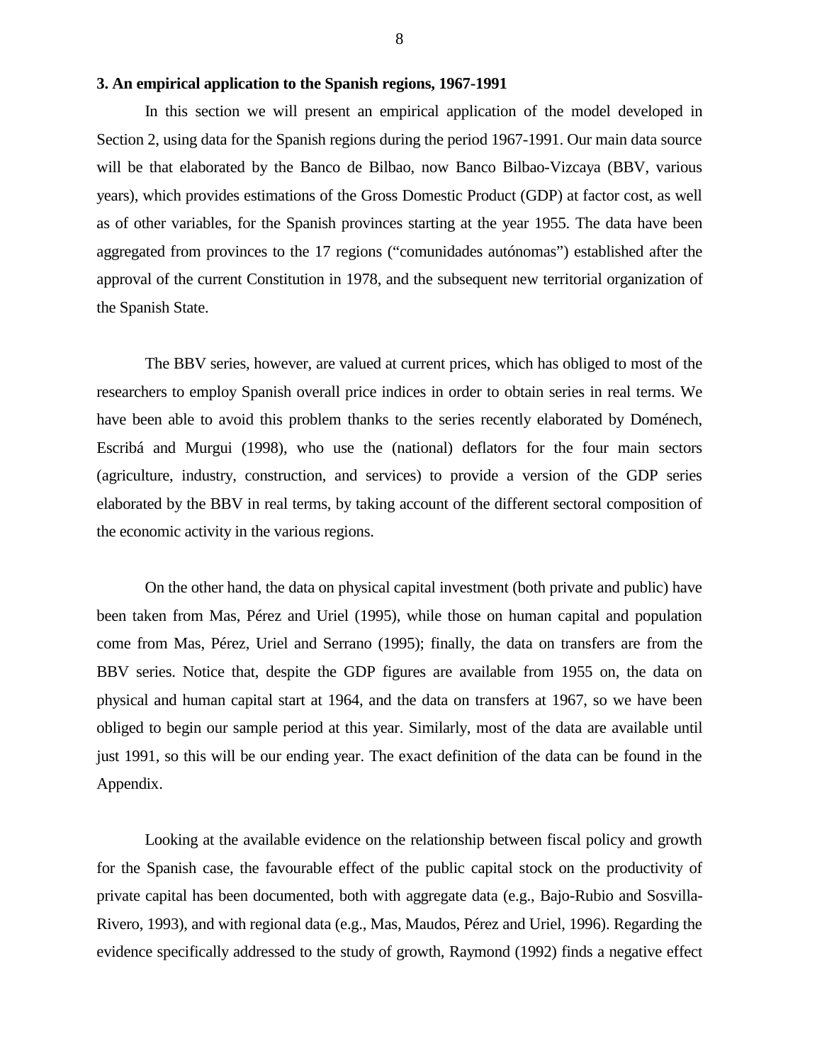## 3. An empirical application to the Spanish regions, 1967-1991

In this section we will present an empirical application of the model developed in Section 2, using data for the Spanish regions during the period 1967-1991. Our main data source will be that elaborated by the Banco de Bilbao, now Banco Bilbao-Vizcaya (BBV, various years), which provides estimations of the Gross Domestic Product (GDP) at factor cost, as well as of other variables, for the Spanish provinces starting at the year 1955. The data have been aggregated from provinces to the 17 regions ("comunidades autónomas") established after the approval of the current Constitution in 1978, and the subsequent new territorial organization of the Spanish State.

The BBV series, however, are valued at current prices, which has obliged to most of the researchers to employ Spanish overall price indices in order to obtain series in real terms. We have been able to avoid this problem thanks to the series recently elaborated by Doménech, Escribá and Murgui (1998), who use the (national) deflators for the four main sectors (agriculture, industry, construction, and services) to provide a version of the GDP series elaborated by the BBV in real terms, by taking account of the different sectoral composition of the economic activity in the various regions.

On the other hand, the data on physical capital investment (both private and public) have been taken from Mas, Pérez and Uriel (1995), while those on human capital and population come from Mas, Pérez, Uriel and Serrano (1995); finally, the data on transfers are from the BBV series. Notice that, despite the GDP figures are available from 1955 on, the data on physical and human capital start at 1964, and the data on transfers at 1967, so we have been obliged to begin our sample period at this year. Similarly, most of the data are available until just 1991, so this will be our ending year. The exact definition of the data can be found in the Appendix.

Looking at the available evidence on the relationship between fiscal policy and growth for the Spanish case, the favourable effect of the public capital stock on the productivity of private capital has been documented, both with aggregate data (e.g., Bajo-Rubio and Sosvilla-Rivero, 1993), and with regional data (e.g., Mas, Maudos, Pérez and Uriel, 1996). Regarding the evidence specifically addressed to the study of growth, Raymond (1992) finds a negative effect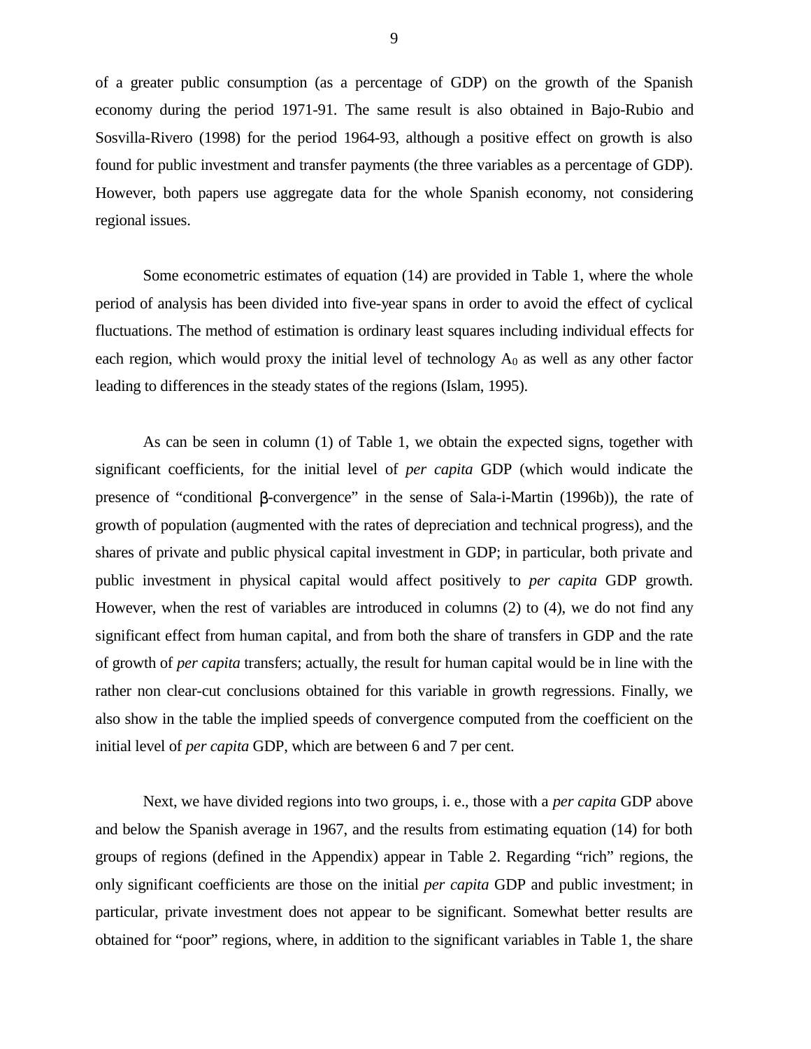of a greater public consumption (as a percentage of GDP) on the growth of the Spanish economy during the period 1971-91. The same result is also obtained in Bajo-Rubio and Sosvilla-Rivero (1998) for the period 1964-93, although a positive effect on growth is also found for public investment and transfer payments (the three variables as a percentage of GDP). However, both papers use aggregate data for the whole Spanish economy, not considering regional issues.

Some econometric estimates of equation (14) are provided in Table 1, where the whole period of analysis has been divided into five-year spans in order to avoid the effect of cyclical fluctuations. The method of estimation is ordinary least squares including individual effects for each region, which would proxy the initial level of technology $A_0$ as well as any other factor leading to differences in the steady states of the regions (Islam, 1995).

As can be seen in column (1) of Table 1, we obtain the expected signs, together with significant coefficients, for the initial level of *per capita* GDP (which would indicate the presence of "conditional $\beta$-convergence" in the sense of Sala-i-Martin (1996b)), the rate of growth of population (augmented with the rates of depreciation and technical progress), and the shares of private and public physical capital investment in GDP; in particular, both private and public investment in physical capital would affect positively to *per capita* GDP growth. However, when the rest of variables are introduced in columns (2) to (4), we do not find any significant effect from human capital, and from both the share of transfers in GDP and the rate of growth of *per capita* transfers; actually, the result for human capital would be in line with the rather non clear-cut conclusions obtained for this variable in growth regressions. Finally, we also show in the table the implied speeds of convergence computed from the coefficient on the initial level of *per capita* GDP, which are between 6 and 7 per cent.

Next, we have divided regions into two groups, i. e., those with a *per capita* GDP above and below the Spanish average in 1967, and the results from estimating equation (14) for both groups of regions (defined in the Appendix) appear in Table 2. Regarding "rich" regions, the only significant coefficients are those on the initial *per capita* GDP and public investment; in particular, private investment does not appear to be significant. Somewhat better results are obtained for "poor" regions, where, in addition to the significant variables in Table 1, the share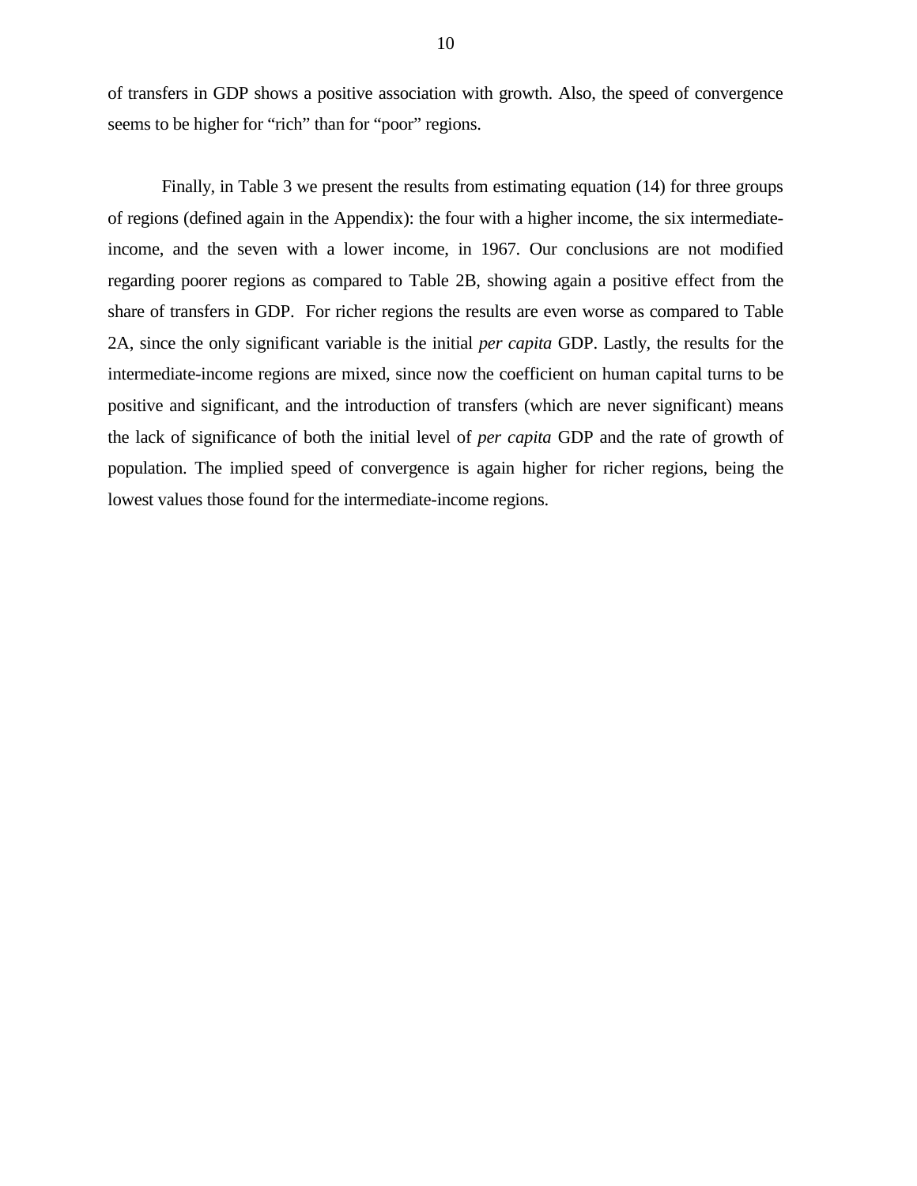of transfers in GDP shows a positive association with growth. Also, the speed of convergence seems to be higher for "rich" than for "poor" regions.

Finally, in Table 3 we present the results from estimating equation (14) for three groups of regions (defined again in the Appendix): the four with a higher income, the six intermediate-income, and the seven with a lower income, in 1967. Our conclusions are not modified regarding poorer regions as compared to Table 2B, showing again a positive effect from the share of transfers in GDP. For richer regions the results are even worse as compared to Table 2A, since the only significant variable is the initial *per capita* GDP. Lastly, the results for the intermediate-income regions are mixed, since now the coefficient on human capital turns to be positive and significant, and the introduction of transfers (which are never significant) means the lack of significance of both the initial level of *per capita* GDP and the rate of growth of population. The implied speed of convergence is again higher for richer regions, being the lowest values those found for the intermediate-income regions.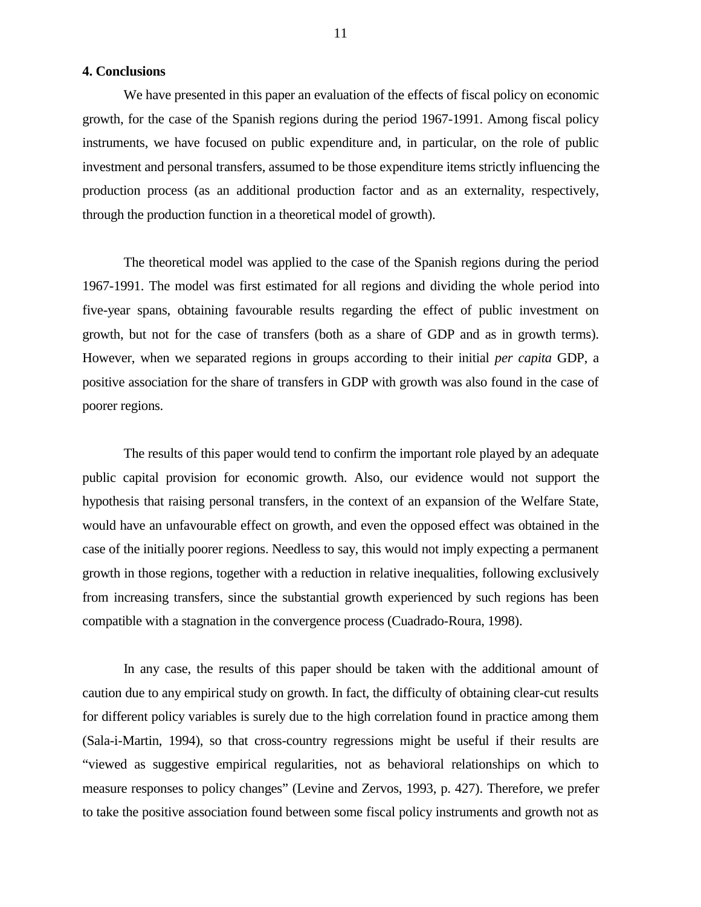## 4. Conclusions

We have presented in this paper an evaluation of the effects of fiscal policy on economic growth, for the case of the Spanish regions during the period 1967-1991. Among fiscal policy instruments, we have focused on public expenditure and, in particular, on the role of public investment and personal transfers, assumed to be those expenditure items strictly influencing the production process (as an additional production factor and as an externality, respectively, through the production function in a theoretical model of growth).

The theoretical model was applied to the case of the Spanish regions during the period 1967-1991. The model was first estimated for all regions and dividing the whole period into five-year spans, obtaining favourable results regarding the effect of public investment on growth, but not for the case of transfers (both as a share of GDP and as in growth terms). However, when we separated regions in groups according to their initial *per capita* GDP, a positive association for the share of transfers in GDP with growth was also found in the case of poorer regions.

The results of this paper would tend to confirm the important role played by an adequate public capital provision for economic growth. Also, our evidence would not support the hypothesis that raising personal transfers, in the context of an expansion of the Welfare State, would have an unfavourable effect on growth, and even the opposed effect was obtained in the case of the initially poorer regions. Needless to say, this would not imply expecting a permanent growth in those regions, together with a reduction in relative inequalities, following exclusively from increasing transfers, since the substantial growth experienced by such regions has been compatible with a stagnation in the convergence process (Cuadrado-Roura, 1998).

In any case, the results of this paper should be taken with the additional amount of caution due to any empirical study on growth. In fact, the difficulty of obtaining clear-cut results for different policy variables is surely due to the high correlation found in practice among them (Sala-i-Martin, 1994), so that cross-country regressions might be useful if their results are "viewed as suggestive empirical regularities, not as behavioral relationships on which to measure responses to policy changes" (Levine and Zervos, 1993, p. 427). Therefore, we prefer to take the positive association found between some fiscal policy instruments and growth not as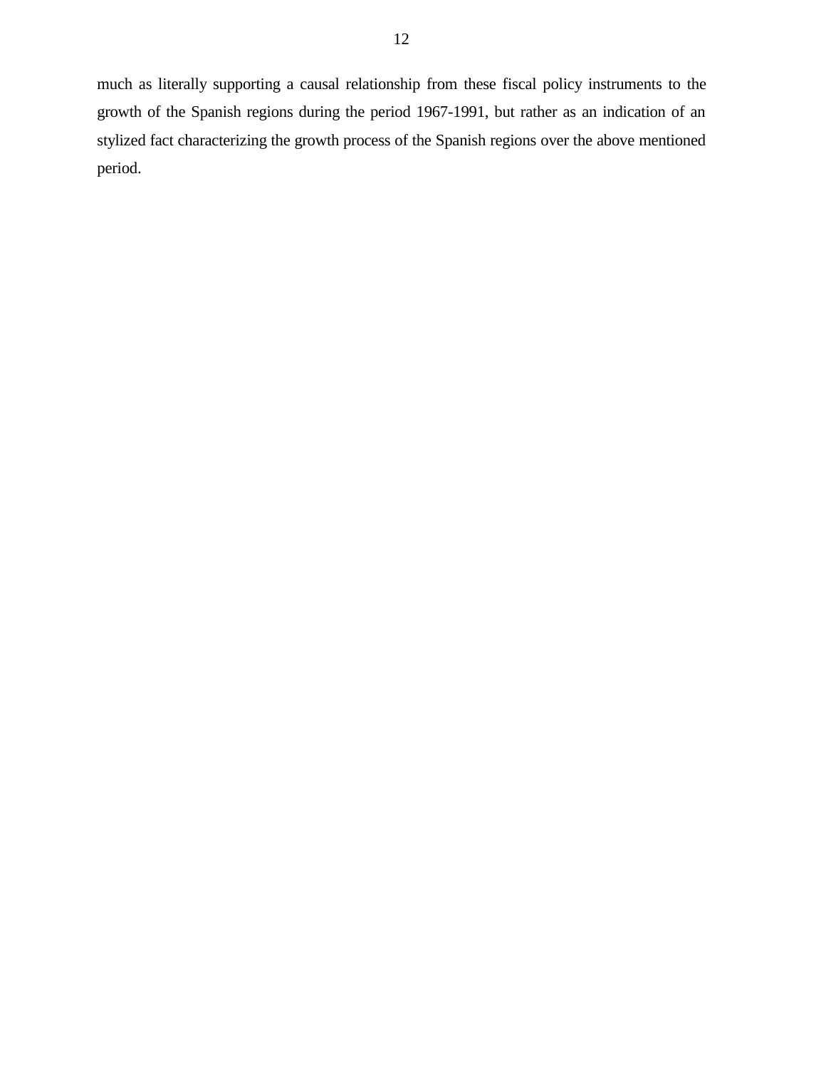much as literally supporting a causal relationship from these fiscal policy instruments to the growth of the Spanish regions during the period 1967-1991, but rather as an indication of an stylized fact characterizing the growth process of the Spanish regions over the above mentioned period.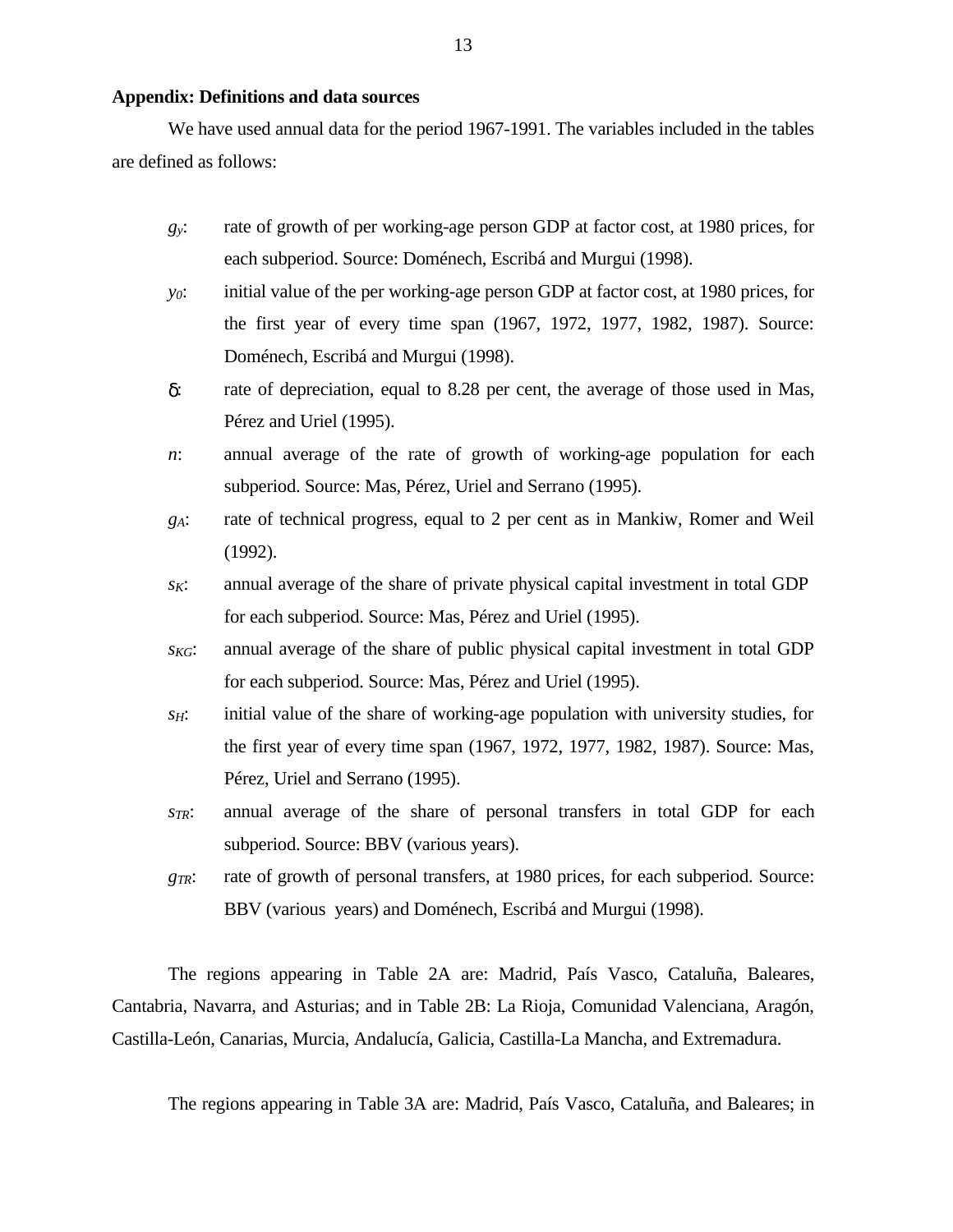**Appendix: Definitions and data sources**

We have used annual data for the period 1967-1991. The variables included in the tables are defined as follows:

- $g_y$: rate of growth of per working-age person GDP at factor cost, at 1980 prices, for each subperiod. Source: Doménech, Escribá and Murgui (1998).
- $y_0$: initial value of the per working-age person GDP at factor cost, at 1980 prices, for the first year of every time span (1967, 1972, 1977, 1982, 1987). Source: Doménech, Escribá and Murgui (1998).
- $\delta$: rate of depreciation, equal to 8.28 per cent, the average of those used in Mas, Pérez and Uriel (1995).
- $n$: annual average of the rate of growth of working-age population for each subperiod. Source: Mas, Pérez, Uriel and Serrano (1995).
- $g_A$: rate of technical progress, equal to 2 per cent as in Mankiw, Romer and Weil (1992).
- $s_K$: annual average of the share of private physical capital investment in total GDP for each subperiod. Source: Mas, Pérez and Uriel (1995).
- $s_{KG}$: annual average of the share of public physical capital investment in total GDP for each subperiod. Source: Mas, Pérez and Uriel (1995).
- $s_H$: initial value of the share of working-age population with university studies, for the first year of every time span (1967, 1972, 1977, 1982, 1987). Source: Mas, Pérez, Uriel and Serrano (1995).
- $s_{TR}$: annual average of the share of personal transfers in total GDP for each subperiod. Source: BBV (various years).
- $g_{TR}$: rate of growth of personal transfers, at 1980 prices, for each subperiod. Source: BBV (various years) and Doménech, Escribá and Murgui (1998).

The regions appearing in Table 2A are: Madrid, País Vasco, Cataluña, Baleares, Cantabria, Navarra, and Asturias; and in Table 2B: La Rioja, Comunidad Valenciana, Aragón, Castilla-León, Canarias, Murcia, Andalucía, Galicia, Castilla-La Mancha, and Extremadura.

The regions appearing in Table 3A are: Madrid, País Vasco, Cataluña, and Baleares; in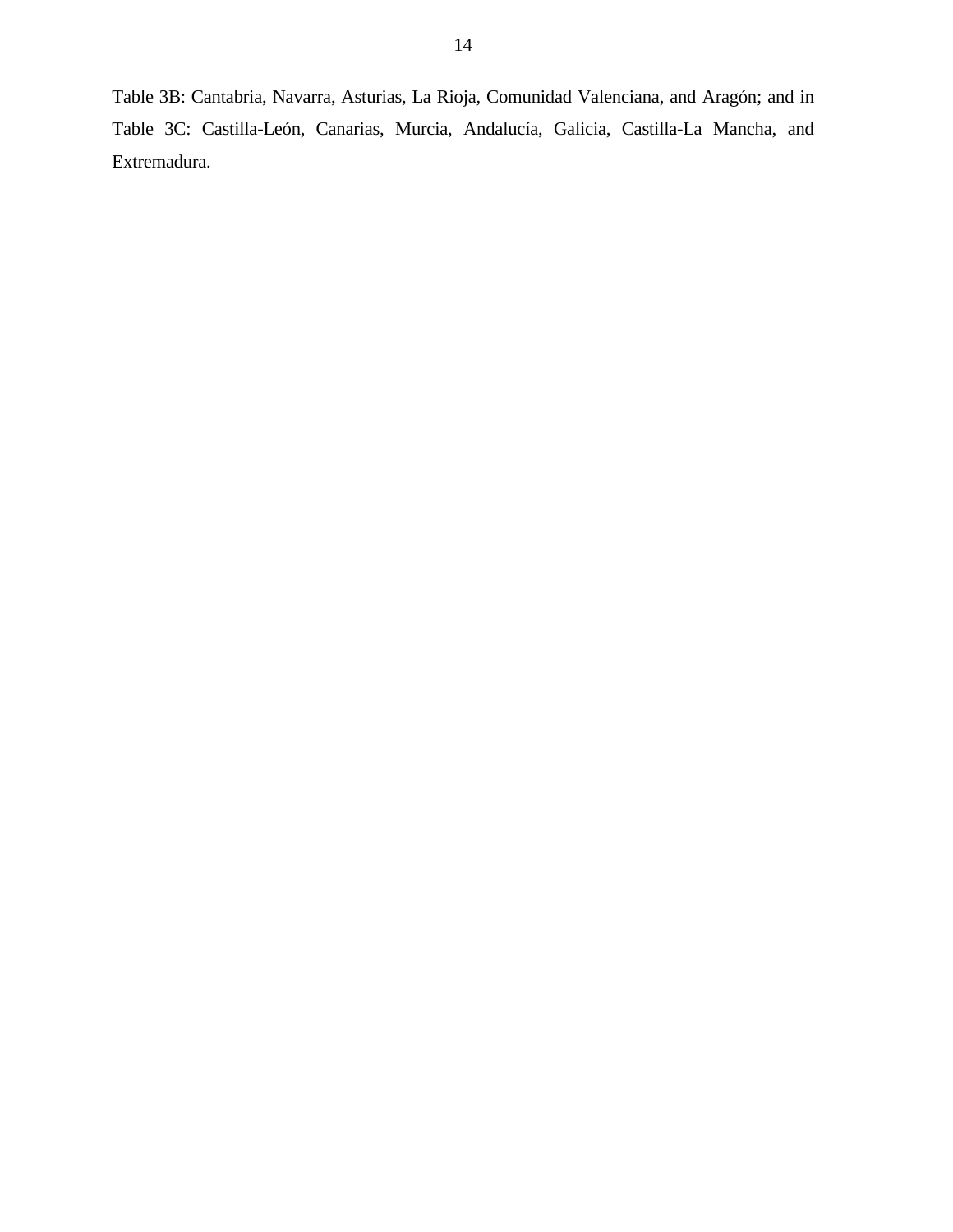Table 3B: Cantabria, Navarra, Asturias, La Rioja, Comunidad Valenciana, and Aragón; and in Table 3C: Castilla-León, Canarias, Murcia, Andalucía, Galicia, Castilla-La Mancha, and Extremadura.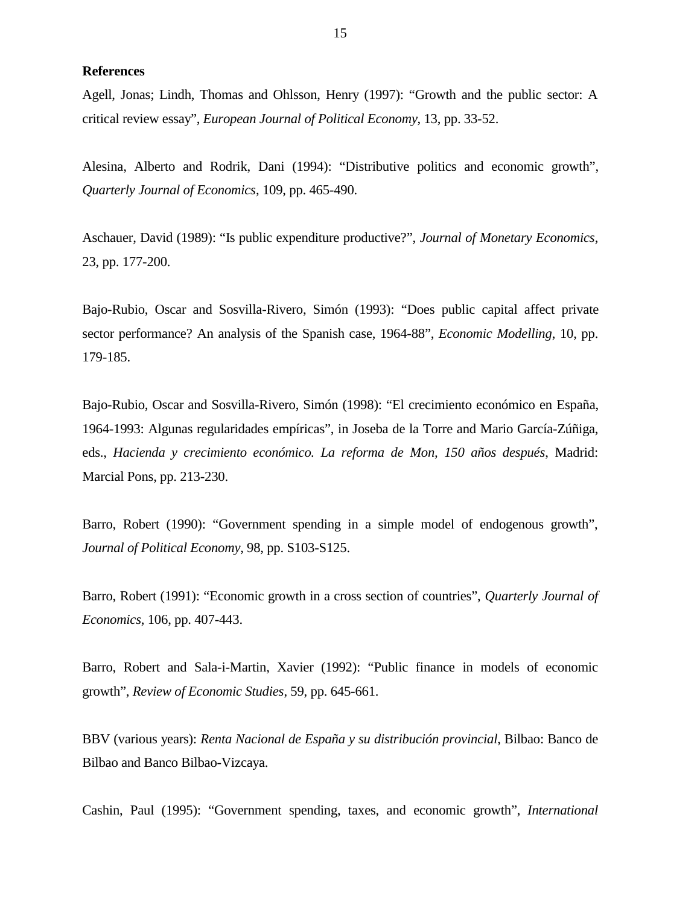**References**

Agell, Jonas; Lindh, Thomas and Ohlsson, Henry (1997): "Growth and the public sector: A critical review essay", *European Journal of Political Economy*, 13, pp. 33-52.

Alesina, Alberto and Rodrik, Dani (1994): "Distributive politics and economic growth", *Quarterly Journal of Economics*, 109, pp. 465-490.

Aschauer, David (1989): "Is public expenditure productive?", *Journal of Monetary Economics*, 23, pp. 177-200.

Bajo-Rubio, Oscar and Sosvilla-Rivero, Simón (1993): "Does public capital affect private sector performance? An analysis of the Spanish case, 1964-88", *Economic Modelling*, 10, pp. 179-185.

Bajo-Rubio, Oscar and Sosvilla-Rivero, Simón (1998): "El crecimiento económico en España, 1964-1993: Algunas regularidades empíricas", in Joseba de la Torre and Mario García-Zúñiga, eds., *Hacienda y crecimiento económico. La reforma de Mon, 150 años después*, Madrid: Marcial Pons, pp. 213-230.

Barro, Robert (1990): "Government spending in a simple model of endogenous growth", *Journal of Political Economy*, 98, pp. S103-S125.

Barro, Robert (1991): "Economic growth in a cross section of countries", *Quarterly Journal of Economics*, 106, pp. 407-443.

Barro, Robert and Sala-i-Martin, Xavier (1992): "Public finance in models of economic growth", *Review of Economic Studies*, 59, pp. 645-661.

BBV (various years): *Renta Nacional de España y su distribución provincial*, Bilbao: Banco de Bilbao and Banco Bilbao-Vizcaya.

Cashin, Paul (1995): "Government spending, taxes, and economic growth", *International*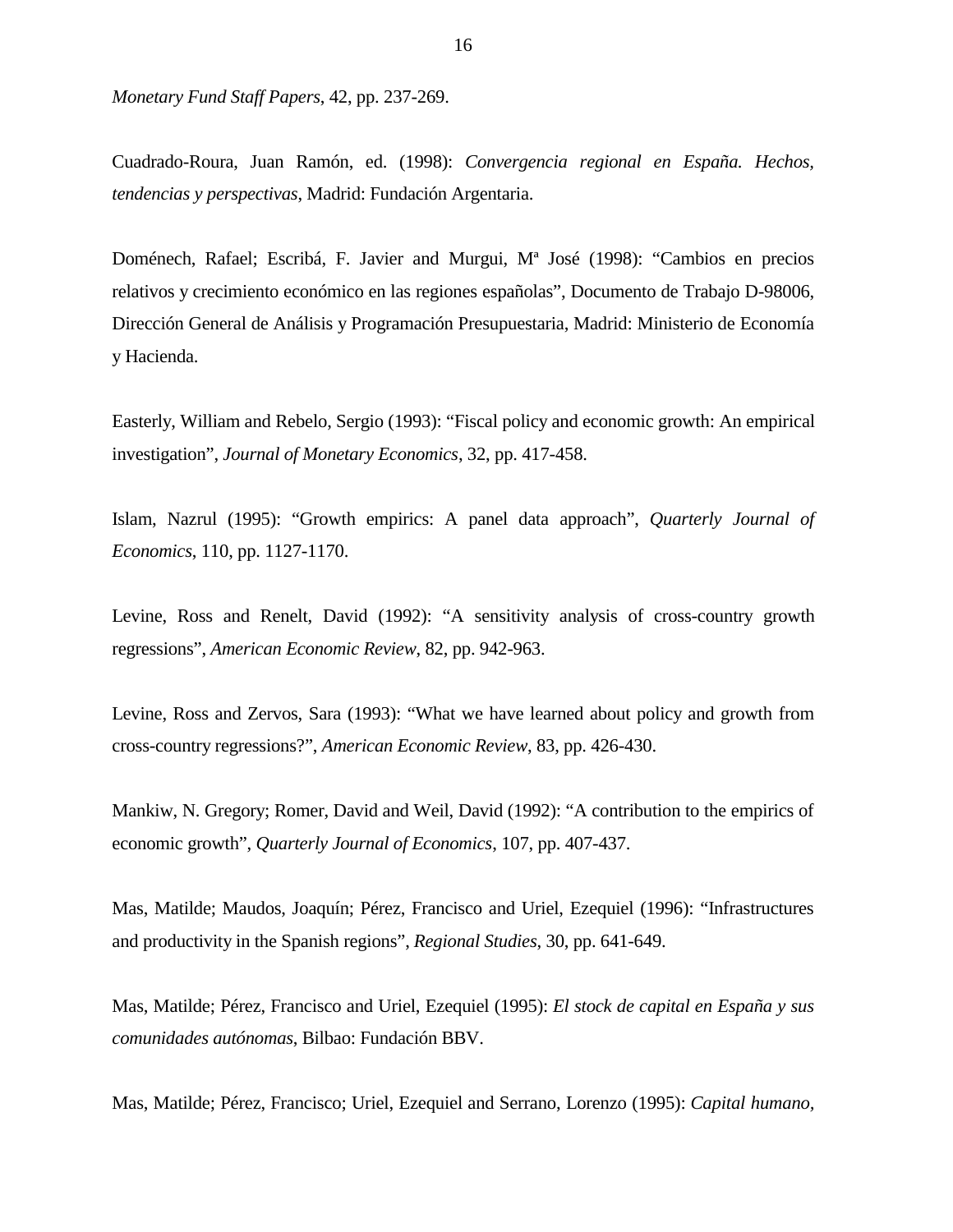*Monetary Fund Staff Papers*, 42, pp. 237-269.

Cuadrado-Roura, Juan Ramón, ed. (1998): *Convergencia regional en España. Hechos, tendencias y perspectivas*, Madrid: Fundación Argentaria.

Doménech, Rafael; Escribá, F. Javier and Murgui, Mª José (1998): "Cambios en precios relativos y crecimiento económico en las regiones españolas", Documento de Trabajo D-98006, Dirección General de Análisis y Programación Presupuestaria, Madrid: Ministerio de Economía y Hacienda.

Easterly, William and Rebelo, Sergio (1993): "Fiscal policy and economic growth: An empirical investigation", *Journal of Monetary Economics*, 32, pp. 417-458.

Islam, Nazrul (1995): "Growth empirics: A panel data approach", *Quarterly Journal of Economics*, 110, pp. 1127-1170.

Levine, Ross and Renelt, David (1992): "A sensitivity analysis of cross-country growth regressions", *American Economic Review*, 82, pp. 942-963.

Levine, Ross and Zervos, Sara (1993): "What we have learned about policy and growth from cross-country regressions?", *American Economic Review*, 83, pp. 426-430.

Mankiw, N. Gregory; Romer, David and Weil, David (1992): "A contribution to the empirics of economic growth", *Quarterly Journal of Economics*, 107, pp. 407-437.

Mas, Matilde; Maudos, Joaquín; Pérez, Francisco and Uriel, Ezequiel (1996): "Infrastructures and productivity in the Spanish regions", *Regional Studies*, 30, pp. 641-649.

Mas, Matilde; Pérez, Francisco and Uriel, Ezequiel (1995): *El stock de capital en España y sus comunidades autónomas*, Bilbao: Fundación BBV.

Mas, Matilde; Pérez, Francisco; Uriel, Ezequiel and Serrano, Lorenzo (1995): *Capital humano,*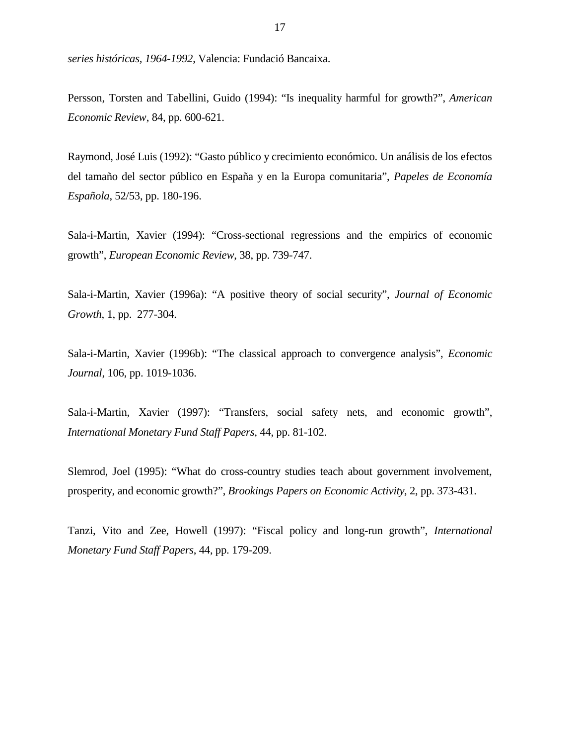*series históricas, 1964-1992*, Valencia: Fundació Bancaixa.

Persson, Torsten and Tabellini, Guido (1994): “Is inequality harmful for growth?”, *American Economic Review*, 84, pp. 600-621.

Raymond, José Luis (1992): “Gasto público y crecimiento económico. Un análisis de los efectos del tamaño del sector público en España y en la Europa comunitaria”, *Papeles de Economía Española*, 52/53, pp. 180-196.

Sala-i-Martin, Xavier (1994): “Cross-sectional regressions and the empirics of economic growth”, *European Economic Review*, 38, pp. 739-747.

Sala-i-Martin, Xavier (1996a): “A positive theory of social security”, *Journal of Economic Growth*, 1, pp. 277-304.

Sala-i-Martin, Xavier (1996b): “The classical approach to convergence analysis”, *Economic Journal*, 106, pp. 1019-1036.

Sala-i-Martin, Xavier (1997): “Transfers, social safety nets, and economic growth”, *International Monetary Fund Staff Papers*, 44, pp. 81-102.

Slemrod, Joel (1995): “What do cross-country studies teach about government involvement, prosperity, and economic growth?”, *Brookings Papers on Economic Activity*, 2, pp. 373-431.

Tanzi, Vito and Zee, Howell (1997): “Fiscal policy and long-run growth”, *International Monetary Fund Staff Papers*, 44, pp. 179-209.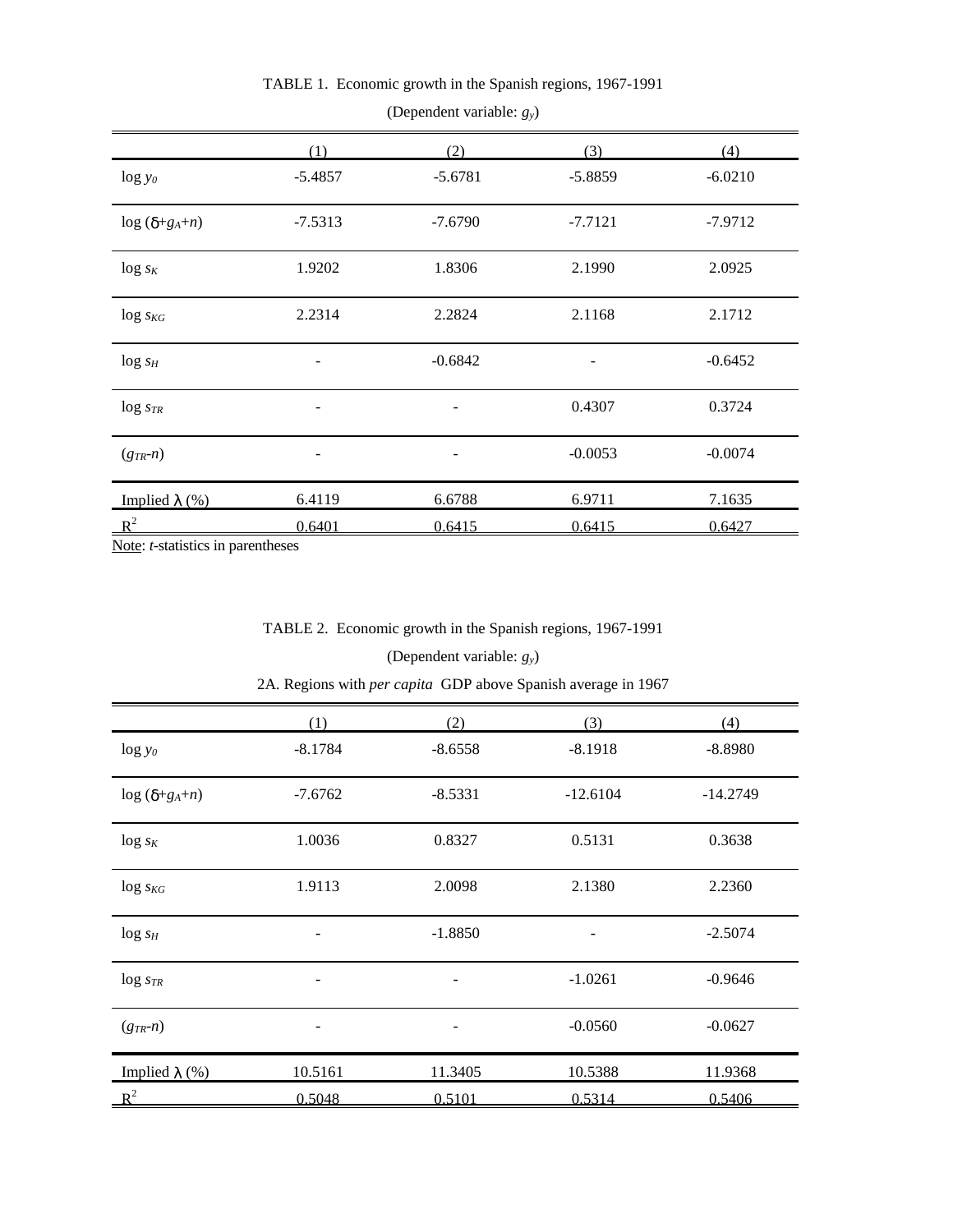TABLE 1. Economic growth in the Spanish regions, 1967-1991

(Dependent variable: $g_y$)

| | (1) | (2) | (3) | (4) |
|---|---|---|---|---|
| $\log y_0$ | -5.4857 | -5.6781 | -5.8859 | -6.0210 |
| $\log (\delta + g_A + n)$ | -7.5313 | -7.6790 | -7.7121 | -7.9712 |
| $\log s_K$ | 1.9202 | 1.8306 | 2.1990 | 2.0925 |
| $\log s_{KG}$ | 2.2314 | 2.2824 | 2.1168 | 2.1712 |
| $\log s_H$ | - | -0.6842 | - | -0.6452 |
| $\log s_{TR}$ | - | - | 0.4307 | 0.3724 |
| $(g_{TR} - n)$ | - | - | -0.0053 | -0.0074 |
| Implied $\lambda$ (%) | 6.4119 | 6.6788 | 6.9711 | 7.1635 |
| $R^2$ | 0.6401 | 0.6415 | 0.6415 | 0.6427 |

Note: *t*-statistics in parentheses

TABLE 2. Economic growth in the Spanish regions, 1967-1991

(Dependent variable: $g_y$)

2A. Regions with *per capita* GDP above Spanish average in 1967

| | (1) | (2) | (3) | (4) |
|---|---|---|---|---|
| $\log y_0$ | -8.1784 | -8.6558 | -8.1918 | -8.8980 |
| $\log (\delta + g_A + n)$ | -7.6762 | -8.5331 | -12.6104 | -14.2749 |
| $\log s_K$ | 1.0036 | 0.8327 | 0.5131 | 0.3638 |
| $\log s_{KG}$ | 1.9113 | 2.0098 | 2.1380 | 2.2360 |
| $\log s_H$ | - | -1.8850 | - | -2.5074 |
| $\log s_{TR}$ | - | - | -1.0261 | -0.9646 |
| $(g_{TR} - n)$ | - | - | -0.0560 | -0.0627 |
| Implied $\lambda$ (%) | 10.5161 | 11.3405 | 10.5388 | 11.9368 |
| $R^2$ | 0.5048 | 0.5101 | 0.5314 | 0.5406 |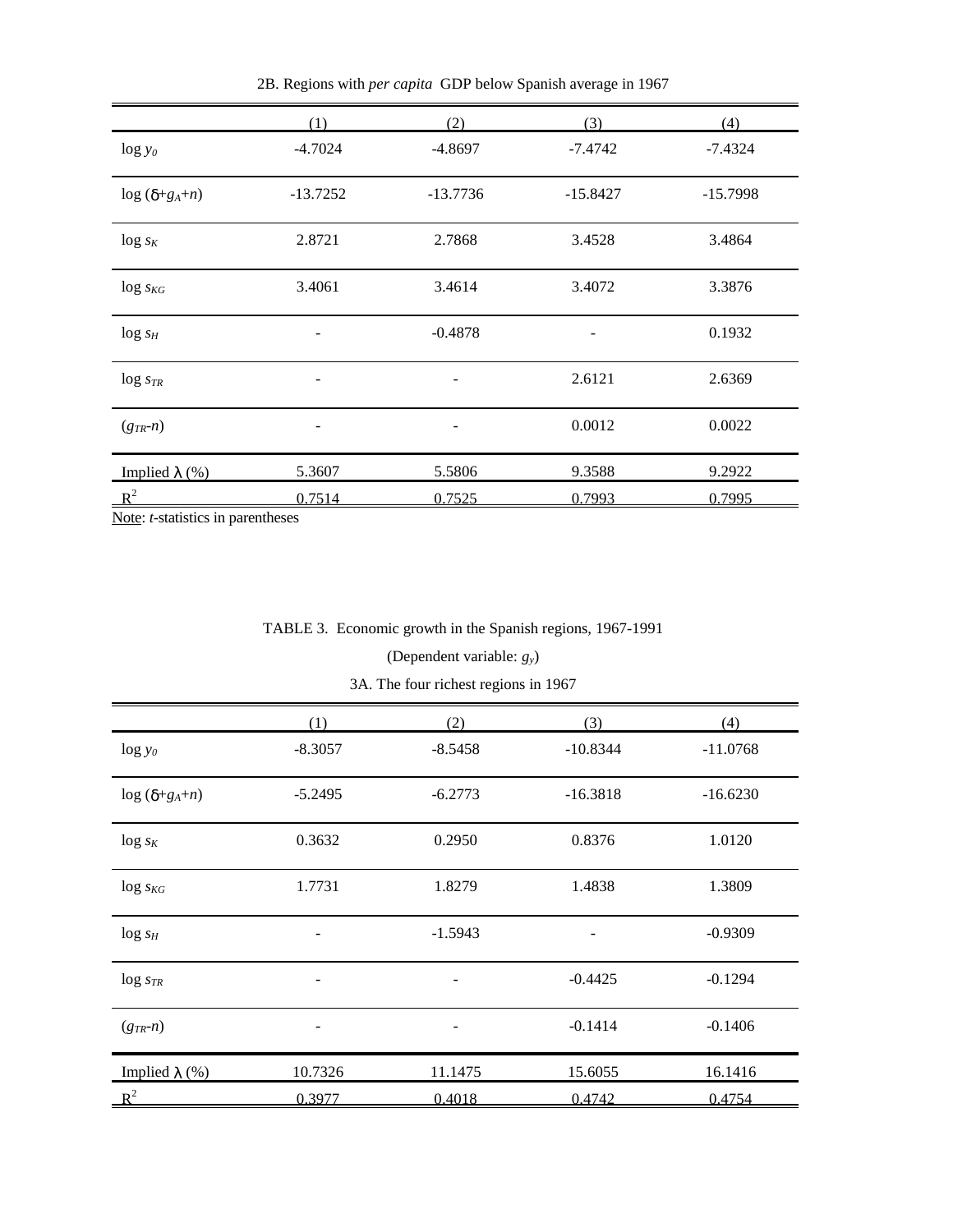2B. Regions with *per capita* GDP below Spanish average in 1967

| | (1) | (2) | (3) | (4) |
|---|---|---|---|---|
| $\log y_0$ | -4.7024 | -4.8697 | -7.4742 | -7.4324 |
| $\log(\delta + g_A + n)$ | -13.7252 | -13.7736 | -15.8427 | -15.7998 |
| $\log s_K$ | 2.8721 | 2.7868 | 3.4528 | 3.4864 |
| $\log s_{KG}$ | 3.4061 | 3.4614 | 3.4072 | 3.3876 |
| $\log s_H$ | - | -0.4878 | - | 0.1932 |
| $\log s_{TR}$ | - | - | 2.6121 | 2.6369 |
| $(g_{TR}-n)$ | - | - | 0.0012 | 0.0022 |
| Implied $\lambda$ (%) | 5.3607 | 5.5806 | 9.3588 | 9.2922 |
| $R^2$ | 0.7514 | 0.7525 | 0.7993 | 0.7995 |

Note: *t*-statistics in parentheses

TABLE 3. Economic growth in the Spanish regions, 1967-1991

(Dependent variable: $g_y$)

3A. The four richest regions in 1967

| | (1) | (2) | (3) | (4) |
|---|---|---|---|---|
| $\log y_0$ | -8.3057 | -8.5458 | -10.8344 | -11.0768 |
| $\log(\delta + g_A + n)$ | -5.2495 | -6.2773 | -16.3818 | -16.6230 |
| $\log s_K$ | 0.3632 | 0.2950 | 0.8376 | 1.0120 |
| $\log s_{KG}$ | 1.7731 | 1.8279 | 1.4838 | 1.3809 |
| $\log s_H$ | - | -1.5943 | - | -0.9309 |
| $\log s_{TR}$ | - | - | -0.4425 | -0.1294 |
| $(g_{TR}-n)$ | - | - | -0.1414 | -0.1406 |
| Implied $\lambda$ (%) | 10.7326 | 11.1475 | 15.6055 | 16.1416 |
| $R^2$ | 0.3977 | 0.4018 | 0.4742 | 0.4754 |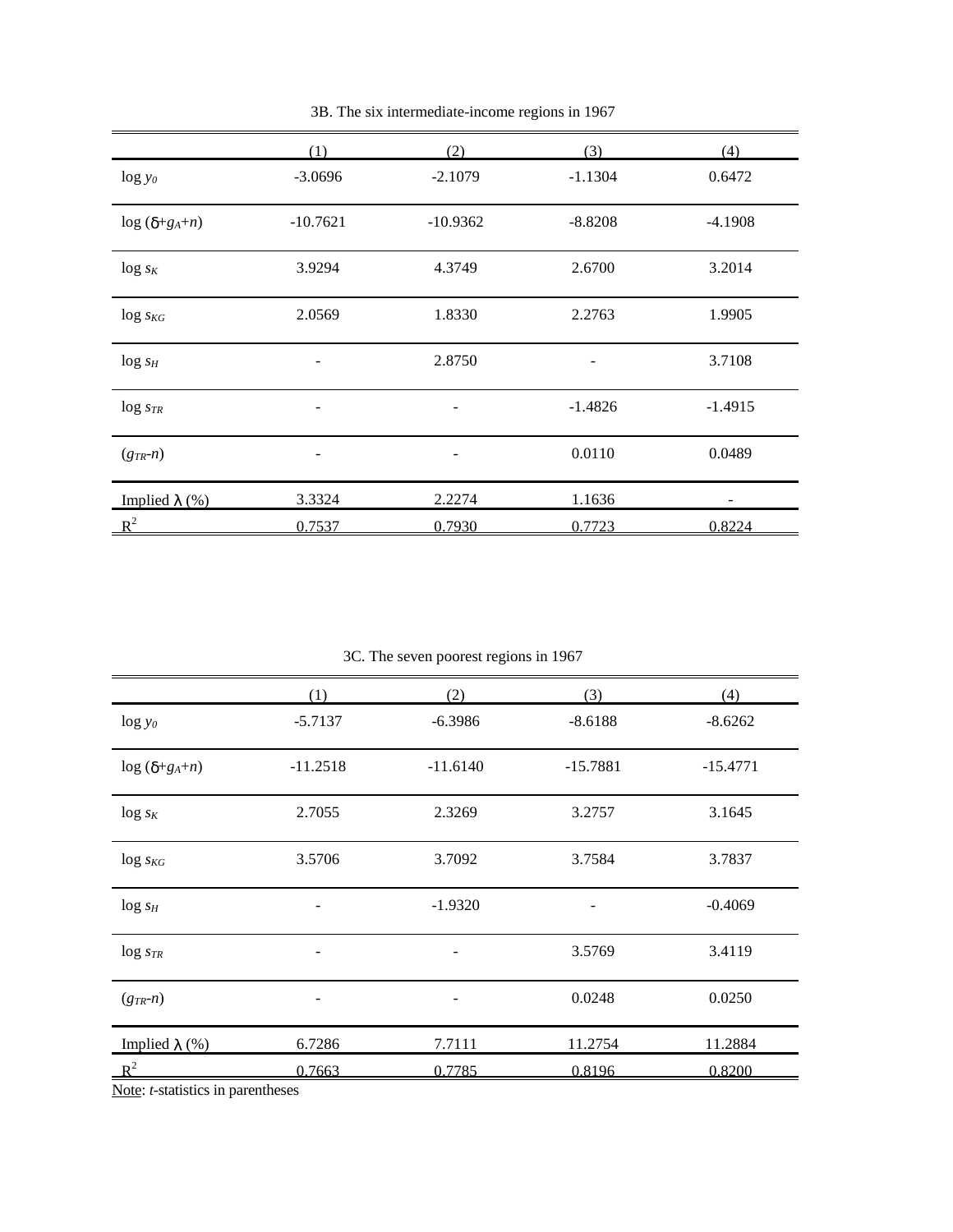3B. The six intermediate-income regions in 1967

| | (1) | (2) | (3) | (4) |
|---|---|---|---|---|
| $\log y_0$ | -3.0696 | -2.1079 | -1.1304 | 0.6472 |
| $\log (\delta + g_A + n)$ | -10.7621 | -10.9362 | -8.8208 | -4.1908 |
| $\log s_K$ | 3.9294 | 4.3749 | 2.6700 | 3.2014 |
| $\log s_{KG}$ | 2.0569 | 1.8330 | 2.2763 | 1.9905 |
| $\log s_H$ | - | 2.8750 | - | 3.7108 |
| $\log s_{TR}$ | - | - | -1.4826 | -1.4915 |
| $(g_{TR}-n)$ | - | - | 0.0110 | 0.0489 |
| Implied $\lambda$ (%) | 3.3324 | 2.2274 | 1.1636 | - |
| $R^2$ | 0.7537 | 0.7930 | 0.7723 | 0.8224 |

3C. The seven poorest regions in 1967

| | (1) | (2) | (3) | (4) |
|---|---|---|---|---|
| $\log y_0$ | -5.7137 | -6.3986 | -8.6188 | -8.6262 |
| $\log (\delta + g_A + n)$ | -11.2518 | -11.6140 | -15.7881 | -15.4771 |
| $\log s_K$ | 2.7055 | 2.3269 | 3.2757 | 3.1645 |
| $\log s_{KG}$ | 3.5706 | 3.7092 | 3.7584 | 3.7837 |
| $\log s_H$ | - | -1.9320 | - | -0.4069 |
| $\log s_{TR}$ | - | - | 3.5769 | 3.4119 |
| $(g_{TR}-n)$ | - | - | 0.0248 | 0.0250 |
| Implied $\lambda$ (%) | 6.7286 | 7.7111 | 11.2754 | 11.2884 |
| $R^2$ | 0.7663 | 0.7785 | 0.8196 | 0.8200 |

Note: *t*-statistics in parentheses